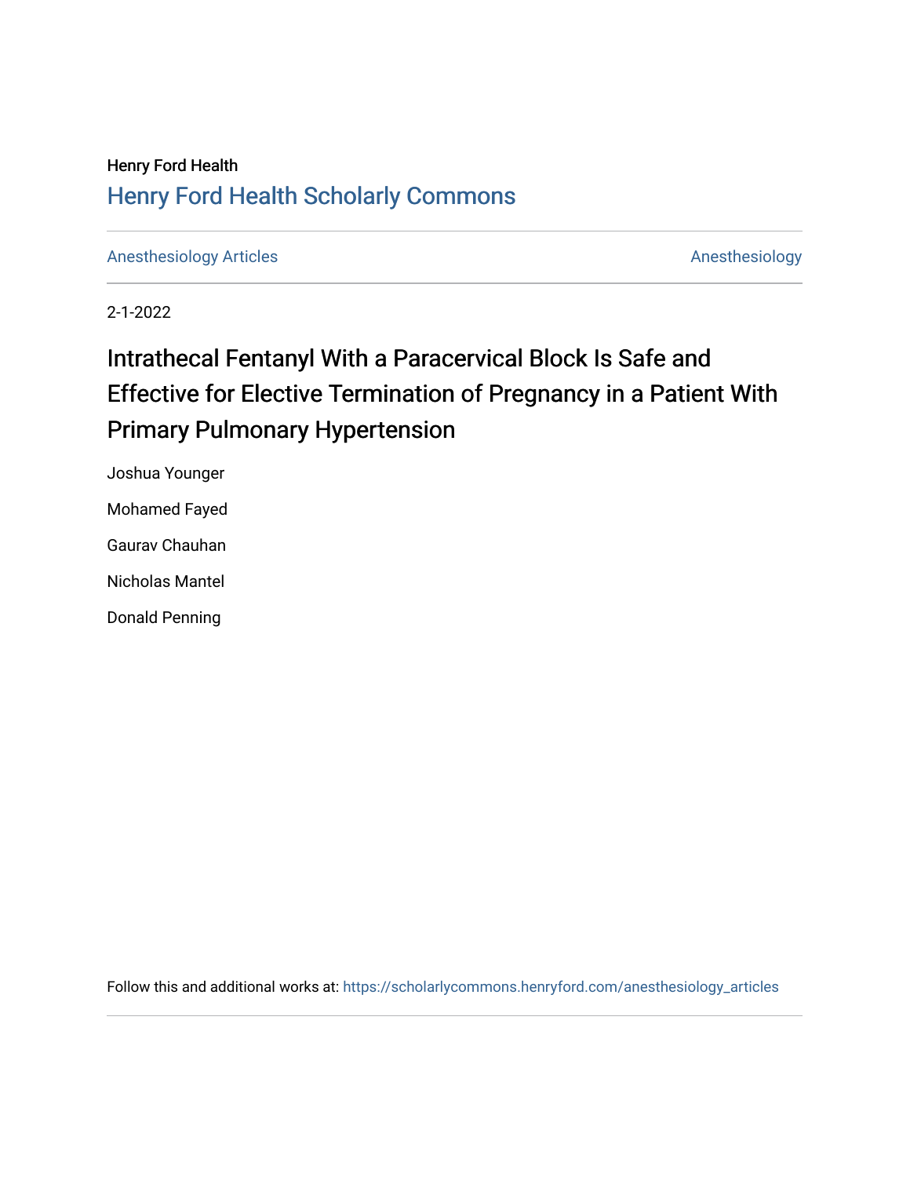Henry Ford Health

## Henry Ford Health Scholarly Commons

Anesthesiology Articles | Anesthesiology

2-1-2022

# Intrathecal Fentanyl With a Paracervical Block Is Safe and Effective for Elective Termination of Pregnancy in a Patient With Primary Pulmonary Hypertension

Joshua Younger

Mohamed Fayed

Gaurav Chauhan

Nicholas Mantel

Donald Penning

Follow this and additional works at: https://scholarlycommons.henryford.com/anesthesiology_articles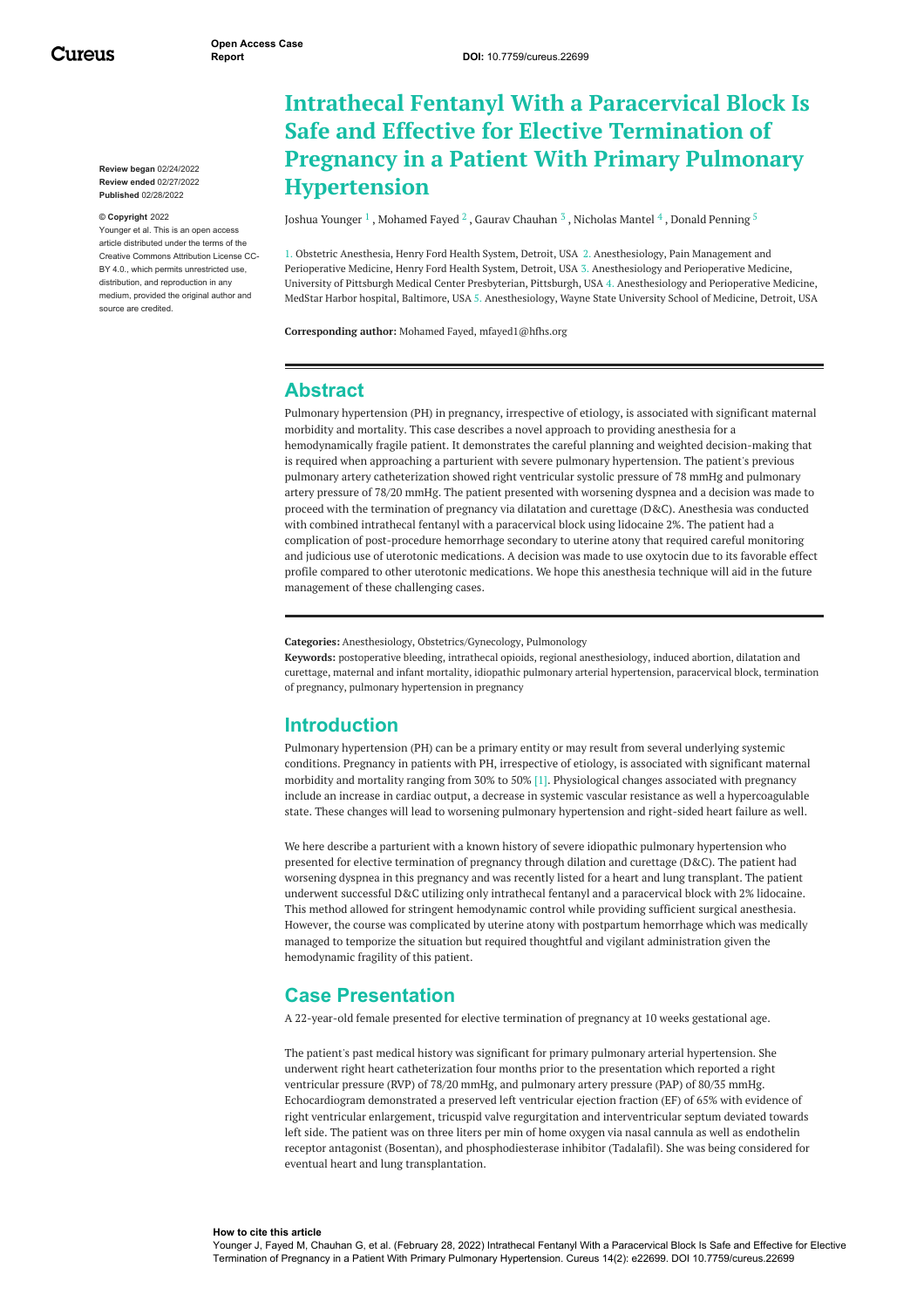# Intrathecal Fentanyl With a Paracervical Block Is Safe and Effective for Elective Termination of Pregnancy in a Patient With Primary Pulmonary Hypertension

Joshua Younger [1] , Mohamed Fayed [2] , Gaurav Chauhan [3] , Nicholas Mantel [4] , Donald Penning [5]

1. Obstetric Anesthesia, Henry Ford Health System, Detroit, USA 2. Anesthesiology, Pain Management and Perioperative Medicine, Henry Ford Health System, Detroit, USA 3. Anesthesiology and Perioperative Medicine, University of Pittsburgh Medical Center Presbyterian, Pittsburgh, USA 4. Anesthesiology and Perioperative Medicine, MedStar Harbor hospital, Baltimore, USA 5. Anesthesiology, Wayne State University School of Medicine, Detroit, USA

**Corresponding author:** Mohamed Fayed, mfayed1@hfhs.org

**Review began** 02/24/2022
**Review ended** 02/27/2022
**Published** 02/28/2022

**© Copyright** 2022
Younger et al. This is an open access article distributed under the terms of the Creative Commons Attribution License CC-BY 4.0., which permits unrestricted use, distribution, and reproduction in any medium, provided the original author and source are credited.

## Abstract

Pulmonary hypertension (PH) in pregnancy, irrespective of etiology, is associated with significant maternal morbidity and mortality. This case describes a novel approach to providing anesthesia for a hemodynamically fragile patient. It demonstrates the careful planning and weighted decision-making that is required when approaching a parturient with severe pulmonary hypertension. The patient's previous pulmonary artery catheterization showed right ventricular systolic pressure of 78 mmHg and pulmonary artery pressure of 78/20 mmHg. The patient presented with worsening dyspnea and a decision was made to proceed with the termination of pregnancy via dilatation and curettage (D&C). Anesthesia was conducted with combined intrathecal fentanyl with a paracervical block using lidocaine 2%. The patient had a complication of post-procedure hemorrhage secondary to uterine atony that required careful monitoring and judicious use of uterotonic medications. A decision was made to use oxytocin due to its favorable effect profile compared to other uterotonic medications. We hope this anesthesia technique will aid in the future management of these challenging cases.

**Categories:** Anesthesiology, Obstetrics/Gynecology, Pulmonology
**Keywords:** postoperative bleeding, intrathecal opioids, regional anesthesiology, induced abortion, dilatation and curettage, maternal and infant mortality, idiopathic pulmonary arterial hypertension, paracervical block, termination of pregnancy, pulmonary hypertension in pregnancy

## Introduction

Pulmonary hypertension (PH) can be a primary entity or may result from several underlying systemic conditions. Pregnancy in patients with PH, irrespective of etiology, is associated with significant maternal morbidity and mortality ranging from 30% to 50% [1]. Physiological changes associated with pregnancy include an increase in cardiac output, a decrease in systemic vascular resistance as well a hypercoagulable state. These changes will lead to worsening pulmonary hypertension and right-sided heart failure as well.

We here describe a parturient with a known history of severe idiopathic pulmonary hypertension who presented for elective termination of pregnancy through dilation and curettage (D&C). The patient had worsening dyspnea in this pregnancy and was recently listed for a heart and lung transplant. The patient underwent successful D&C utilizing only intrathecal fentanyl and a paracervical block with 2% lidocaine. This method allowed for stringent hemodynamic control while providing sufficient surgical anesthesia. However, the course was complicated by uterine atony with postpartum hemorrhage which was medically managed to temporize the situation but required thoughtful and vigilant administration given the hemodynamic fragility of this patient.

## Case Presentation

A 22-year-old female presented for elective termination of pregnancy at 10 weeks gestational age.

The patient's past medical history was significant for primary pulmonary arterial hypertension. She underwent right heart catheterization four months prior to the presentation which reported a right ventricular pressure (RVP) of 78/20 mmHg, and pulmonary artery pressure (PAP) of 80/35 mmHg. Echocardiogram demonstrated a preserved left ventricular ejection fraction (EF) of 65% with evidence of right ventricular enlargement, tricuspid valve regurgitation and interventricular septum deviated towards left side. The patient was on three liters per min of home oxygen via nasal cannula as well as endothelin receptor antagonist (Bosentan), and phosphodiesterase inhibitor (Tadalafil). She was being considered for eventual heart and lung transplantation.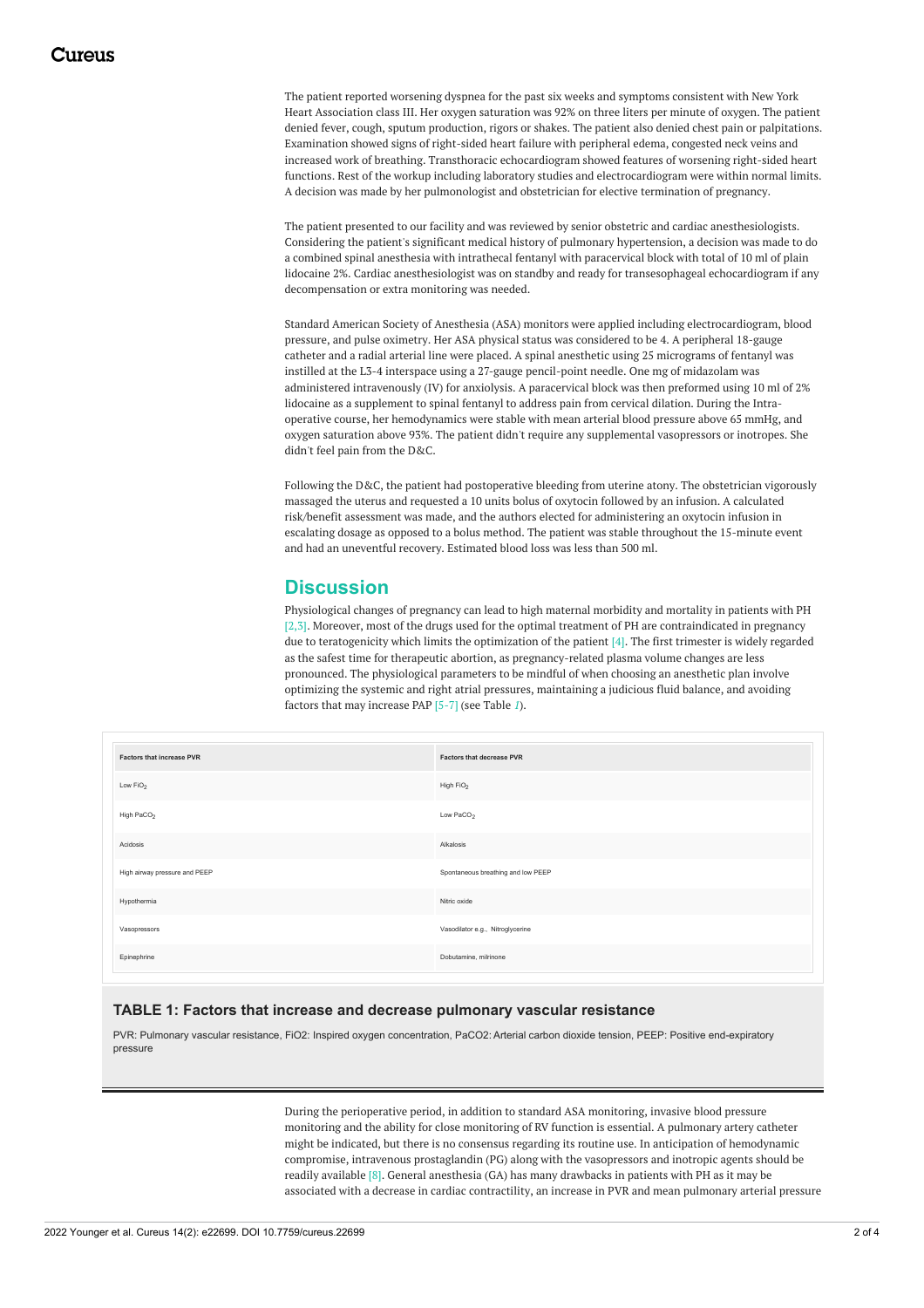The patient reported worsening dyspnea for the past six weeks and symptoms consistent with New York Heart Association class III. Her oxygen saturation was 92% on three liters per minute of oxygen. The patient denied fever, cough, sputum production, rigors or shakes. The patient also denied chest pain or palpitations. Examination showed signs of right-sided heart failure with peripheral edema, congested neck veins and increased work of breathing. Transthoracic echocardiogram showed features of worsening right-sided heart functions. Rest of the workup including laboratory studies and electrocardiogram were within normal limits. A decision was made by her pulmonologist and obstetrician for elective termination of pregnancy.

The patient presented to our facility and was reviewed by senior obstetric and cardiac anesthesiologists. Considering the patient's significant medical history of pulmonary hypertension, a decision was made to do a combined spinal anesthesia with intrathecal fentanyl with paracervical block with total of 10 ml of plain lidocaine 2%. Cardiac anesthesiologist was on standby and ready for transesophageal echocardiogram if any decompensation or extra monitoring was needed.

Standard American Society of Anesthesia (ASA) monitors were applied including electrocardiogram, blood pressure, and pulse oximetry. Her ASA physical status was considered to be 4. A peripheral 18-gauge catheter and a radial arterial line were placed. A spinal anesthetic using 25 micrograms of fentanyl was instilled at the L3-4 interspace using a 27-gauge pencil-point needle. One mg of midazolam was administered intravenously (IV) for anxiolysis. A paracervical block was then preformed using 10 ml of 2% lidocaine as a supplement to spinal fentanyl to address pain from cervical dilation. During the Intra-operative course, her hemodynamics were stable with mean arterial blood pressure above 65 mmHg, and oxygen saturation above 93%. The patient didn't require any supplemental vasopressors or inotropes. She didn't feel pain from the D&C.

Following the D&C, the patient had postoperative bleeding from uterine atony. The obstetrician vigorously massaged the uterus and requested a 10 units bolus of oxytocin followed by an infusion. A calculated risk/benefit assessment was made, and the authors elected for administering an oxytocin infusion in escalating dosage as opposed to a bolus method. The patient was stable throughout the 15-minute event and had an uneventful recovery. Estimated blood loss was less than 500 ml.

## Discussion

Physiological changes of pregnancy can lead to high maternal morbidity and mortality in patients with PH [2,3]. Moreover, most of the drugs used for the optimal treatment of PH are contraindicated in pregnancy due to teratogenicity which limits the optimization of the patient [4]. The first trimester is widely regarded as the safest time for therapeutic abortion, as pregnancy-related plasma volume changes are less pronounced. The physiological parameters to be mindful of when choosing an anesthetic plan involve optimizing the systemic and right atrial pressures, maintaining a judicious fluid balance, and avoiding factors that may increase PAP [5-7] (see Table 1).

| Factors that increase PVR | Factors that decrease PVR |
| --- | --- |
| Low $FiO_2$ | High $FiO_2$ |
| High $PaCO_2$ | Low $PaCO_2$ |
| Acidosis | Alkalosis |
| High airway pressure and PEEP | Spontaneous breathing and low PEEP |
| Hypothermia | Nitric oxide |
| Vasopressors | Vasodilator e.g., Nitroglycerine |
| Epinephrine | Dobutamine, milrinone |

**TABLE 1: Factors that increase and decrease pulmonary vascular resistance**

PVR: Pulmonary vascular resistance, FiO2: Inspired oxygen concentration, PaCO2: Arterial carbon dioxide tension, PEEP: Positive end-expiratory pressure

During the perioperative period, in addition to standard ASA monitoring, invasive blood pressure monitoring and the ability for close monitoring of RV function is essential. A pulmonary artery catheter might be indicated, but there is no consensus regarding its routine use. In anticipation of hemodynamic compromise, intravenous prostaglandin (PG) along with the vasopressors and inotropic agents should be readily available [8]. General anesthesia (GA) has many drawbacks in patients with PH as it may be associated with a decrease in cardiac contractility, an increase in PVR and mean pulmonary arterial pressure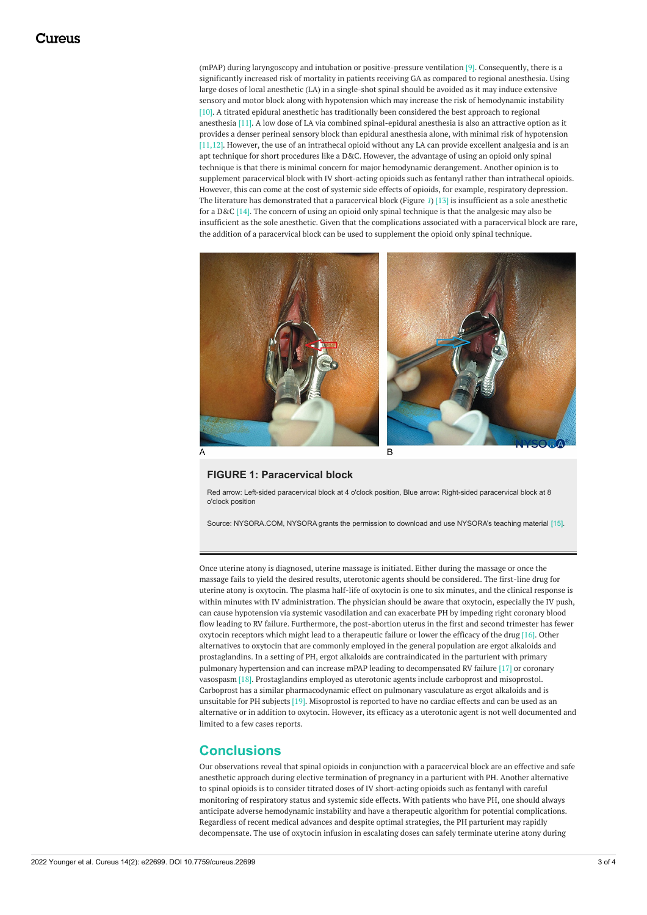(mPAP) during laryngoscopy and intubation or positive-pressure ventilation [9]. Consequently, there is a significantly increased risk of mortality in patients receiving GA as compared to regional anesthesia. Using large doses of local anesthetic (LA) in a single-shot spinal should be avoided as it may induce extensive sensory and motor block along with hypotension which may increase the risk of hemodynamic instability [10]. A titrated epidural anesthetic has traditionally been considered the best approach to regional anesthesia [11]. A low dose of LA via combined spinal-epidural anesthesia is also an attractive option as it provides a denser perineal sensory block than epidural anesthesia alone, with minimal risk of hypotension [11,12]. However, the use of an intrathecal opioid without any LA can provide excellent analgesia and is an apt technique for short procedures like a D&C. However, the advantage of using an opioid only spinal technique is that there is minimal concern for major hemodynamic derangement. Another opinion is to supplement paracervical block with IV short-acting opioids such as fentanyl rather than intrathecal opioids. However, this can come at the cost of systemic side effects of opioids, for example, respiratory depression. The literature has demonstrated that a paracervical block (Figure 1) [13] is insufficient as a sole anesthetic for a D&C [14]. The concern of using an opioid only spinal technique is that the analgesic may also be insufficient as the sole anesthetic. Given that the complications associated with a paracervical block are rare, the addition of a paracervical block can be used to supplement the opioid only spinal technique.

**FIGURE 1: Paracervical block**

Red arrow: Left-sided paracervical block at 4 o'clock position, Blue arrow: Right-sided paracervical block at 8 o'clock position

Source: NYSORA.COM, NYSORA grants the permission to download and use NYSORA's teaching material [15].

Once uterine atony is diagnosed, uterine massage is initiated. Either during the massage or once the massage fails to yield the desired results, uterotonic agents should be considered. The first-line drug for uterine atony is oxytocin. The plasma half-life of oxytocin is one to six minutes, and the clinical response is within minutes with IV administration. The physician should be aware that oxytocin, especially the IV push, can cause hypotension via systemic vasodilation and can exacerbate PH by impeding right coronary blood flow leading to RV failure. Furthermore, the post-abortion uterus in the first and second trimester has fewer oxytocin receptors which might lead to a therapeutic failure or lower the efficacy of the drug [16]. Other alternatives to oxytocin that are commonly employed in the general population are ergot alkaloids and prostaglandins. In a setting of PH, ergot alkaloids are contraindicated in the parturient with primary pulmonary hypertension and can increase mPAP leading to decompensated RV failure [17] or coronary vasospasm [18]. Prostaglandins employed as uterotonic agents include carboprost and misoprostol. Carboprost has a similar pharmacodynamic effect on pulmonary vasculature as ergot alkaloids and is unsuitable for PH subjects [19]. Misoprostol is reported to have no cardiac effects and can be used as an alternative or in addition to oxytocin. However, its efficacy as a uterotonic agent is not well documented and limited to a few cases reports.

## Conclusions

Our observations reveal that spinal opioids in conjunction with a paracervical block are an effective and safe anesthetic approach during elective termination of pregnancy in a parturient with PH. Another alternative to spinal opioids is to consider titrated doses of IV short-acting opioids such as fentanyl with careful monitoring of respiratory status and systemic side effects. With patients who have PH, one should always anticipate adverse hemodynamic instability and have a therapeutic algorithm for potential complications. Regardless of recent medical advances and despite optimal strategies, the PH parturient may rapidly decompensate. The use of oxytocin infusion in escalating doses can safely terminate uterine atony during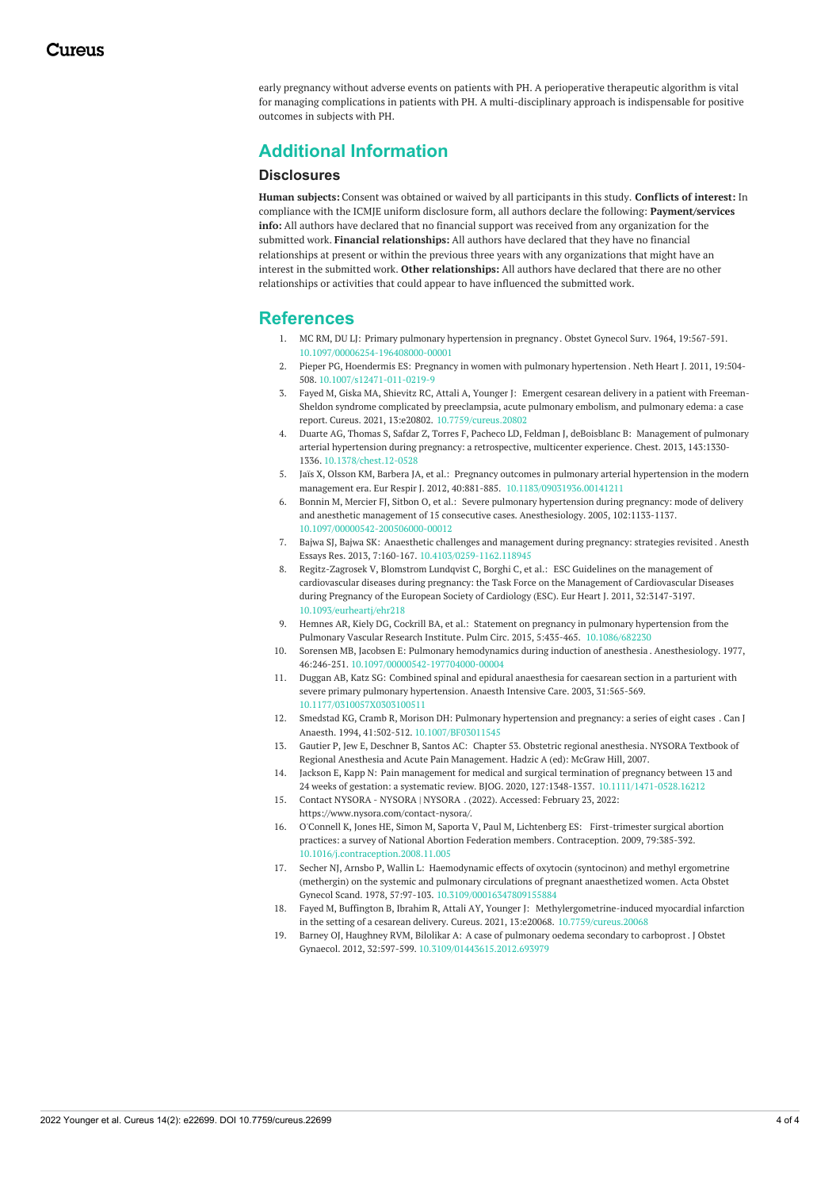early pregnancy without adverse events on patients with PH. A perioperative therapeutic algorithm is vital for managing complications in patients with PH. A multi-disciplinary approach is indispensable for positive outcomes in subjects with PH.

## Additional Information

### Disclosures

**Human subjects:** Consent was obtained or waived by all participants in this study. **Conflicts of interest:** In compliance with the ICMJE uniform disclosure form, all authors declare the following: **Payment/services info:** All authors have declared that no financial support was received from any organization for the submitted work. **Financial relationships:** All authors have declared that they have no financial relationships at present or within the previous three years with any organizations that might have an interest in the submitted work. **Other relationships:** All authors have declared that there are no other relationships or activities that could appear to have influenced the submitted work.

## References

1. MC RM, DU LJ: Primary pulmonary hypertension in pregnancy. Obstet Gynecol Surv. 1964, 19:567-591. 10.1097/00006254-196408000-00001
2. Pieper PG, Hoendermis ES: Pregnancy in women with pulmonary hypertension. Neth Heart J. 2011, 19:504-508. 10.1007/s12471-011-0219-9
3. Fayed M, Giska MA, Shievitz RC, Attali A, Younger J: Emergent cesarean delivery in a patient with Freeman-Sheldon syndrome complicated by preeclampsia, acute pulmonary embolism, and pulmonary edema: a case report. Cureus. 2021, 13:e20802. 10.7759/cureus.20802
4. Duarte AG, Thomas S, Safdar Z, Torres F, Pacheco LD, Feldman J, deBoisblanc B: Management of pulmonary arterial hypertension during pregnancy: a retrospective, multicenter experience. Chest. 2013, 143:1330-1336. 10.1378/chest.12-0528
5. Jaïs X, Olsson KM, Barbera JA, et al.: Pregnancy outcomes in pulmonary arterial hypertension in the modern management era. Eur Respir J. 2012, 40:881-885. 10.1183/09031936.00141211
6. Bonnin M, Mercier FJ, Sitbon O, et al.: Severe pulmonary hypertension during pregnancy: mode of delivery and anesthetic management of 15 consecutive cases. Anesthesiology. 2005, 102:1133-1137. 10.1097/00000542-200506000-00012
7. Bajwa SJ, Bajwa SK: Anaesthetic challenges and management during pregnancy: strategies revisited. Anesth Essays Res. 2013, 7:160-167. 10.4103/0259-1162.118945
8. Regitz-Zagrosek V, Blomstrom Lundqvist C, Borghi C, et al.: ESC Guidelines on the management of cardiovascular diseases during pregnancy: the Task Force on the Management of Cardiovascular Diseases during Pregnancy of the European Society of Cardiology (ESC). Eur Heart J. 2011, 32:3147-3197. 10.1093/eurheartj/ehr218
9. Hemnes AR, Kiely DG, Cockrill BA, et al.: Statement on pregnancy in pulmonary hypertension from the Pulmonary Vascular Research Institute. Pulm Circ. 2015, 5:435-465. 10.1086/682230
10. Sorensen MB, Jacobsen E: Pulmonary hemodynamics during induction of anesthesia. Anesthesiology. 1977, 46:246-251. 10.1097/00000542-197704000-00004
11. Duggan AB, Katz SG: Combined spinal and epidural anaesthesia for caesarean section in a parturient with severe primary pulmonary hypertension. Anaesth Intensive Care. 2003, 31:565-569. 10.1177/0310057X0303100511
12. Smedstad KG, Cramb R, Morison DH: Pulmonary hypertension and pregnancy: a series of eight cases. Can J Anaesth. 1994, 41:502-512. 10.1007/BF03011545
13. Gautier P, Jew E, Deschner B, Santos AC: Chapter 53. Obstetric regional anesthesia. NYSORA Textbook of Regional Anesthesia and Acute Pain Management. Hadzic A (ed): McGraw Hill, 2007.
14. Jackson E, Kapp N: Pain management for medical and surgical termination of pregnancy between 13 and 24 weeks of gestation: a systematic review. BJOG. 2020, 127:1348-1357. 10.1111/1471-0528.16212
15. Contact NYSORA - NYSORA | NYSORA. (2022). Accessed: February 23, 2022: https://www.nysora.com/contact-nysora/.
16. O'Connell K, Jones HE, Simon M, Saporta V, Paul M, Lichtenberg ES: First-trimester surgical abortion practices: a survey of National Abortion Federation members. Contraception. 2009, 79:385-392. 10.1016/j.contraception.2008.11.005
17. Secher NJ, Arnsbo P, Wallin L: Haemodynamic effects of oxytocin (syntocinon) and methyl ergometrine (methergin) on the systemic and pulmonary circulations of pregnant anaesthetized women. Acta Obstet Gynecol Scand. 1978, 57:97-103. 10.3109/00016347809155884
18. Fayed M, Buffington B, Ibrahim R, Attali AY, Younger J: Methylergometrine-induced myocardial infarction in the setting of a cesarean delivery. Cureus. 2021, 13:e20068. 10.7759/cureus.20068
19. Barney OJ, Haughney RVM, Bilolikar A: A case of pulmonary oedema secondary to carboprost. J Obstet Gynaecol. 2012, 32:597-599. 10.3109/01443615.2012.693979